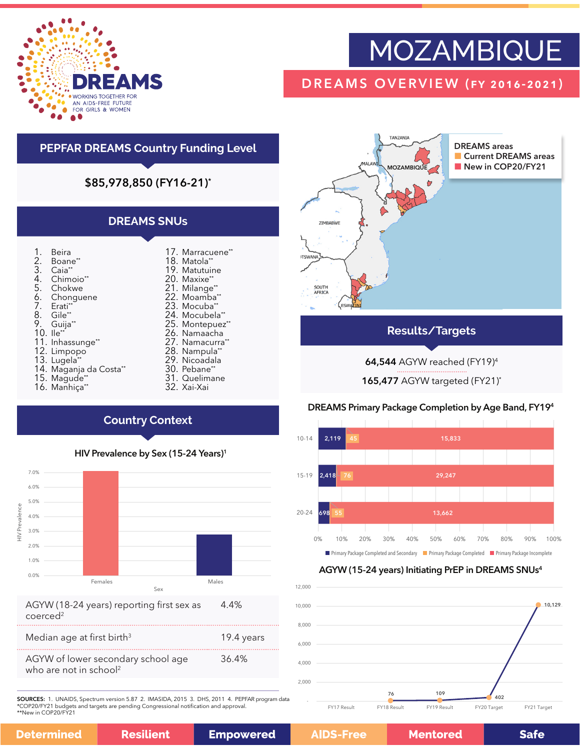# MOZAMBIQUE

## DREAMS OVERVIEW (FY 2016-2021)

DREAMS
WORKING TOGETHER FOR AN AIDS-FREE FUTURE FOR GIRLS & WOMEN

## PEPFAR DREAMS Country Funding Level

**$85,978,850 (FY16-21)***

## DREAMS SNUs

1. Beira
2. Boane**
3. Caia**
4. Chimoio**
5. Chokwe
6. Chonguene
7. Erati**
8. Gile**
9. Guija**
10. Ile**
11. Inhassunge**
12. Limpopo
13. Lugela**
14. Maganja da Costa**
15. Magude**
16. Manhiça**
17. Marracuene**
18. Matola**
19. Matutuine
20. Maxixe**
21. Milange**
22. Moamba**
23. Mocuba**
24. Mocubela**
25. Montepuez**
26. Namaacha
27. Namacurra**
28. Nampula**
29. Nicoadala
30. Pebane**
31. Quelimane
32. Xai-Xai

DREAMS areas
- Current DREAMS areas
- New in COP20/FY21

## Results/Targets

**64,544** AGYW reached (FY19)[4]

**165,477** AGYW targeted (FY21)*

## Country Context

### HIV Prevalence by Sex (15-24 Years)[1]

| Sex | HIV Prevalence |
|---|---|
| Females | ~7.0% |
| Males | ~2.8% |

| Indicator | Value |
|---|---|
| AGYW (18-24 years) reporting first sex as coerced[2] | 4.4% |
| Median age at first birth[3] | 19.4 years |
| AGYW of lower secondary school age who are not in school[2] | 36.4% |

### DREAMS Primary Package Completion by Age Band, FY19[4]

| Age Band | Primary Package Completed and Secondary | Primary Package Completed | Primary Package Incomplete |
|---|---|---|---|
| 10-14 | 2,119 | 45 | 15,833 |
| 15-19 | 2,418 | 76 | 29,247 |
| 20-24 | 698 | 55 | 13,662 |

### AGYW (15-24 years) Initiating PrEP in DREAMS SNUs[4]

| | FY17 Result | FY18 Result | FY19 Result | FY20 Target | FY21 Target |
|---|---|---|---|---|---|
| AGYW initiating PrEP | | 76 | 109 | 402 | 10,129 |

**SOURCES:** 1. UNAIDS, Spectrum version 5.87 2. IMASIDA, 2015 3. DHS, 2011 4. PEPFAR program data
*COP20/FY21 budgets and targets are pending Congressional notification and approval.
**New in COP20/FY21

Determined | Resilient | Empowered | AIDS-Free | Mentored | Safe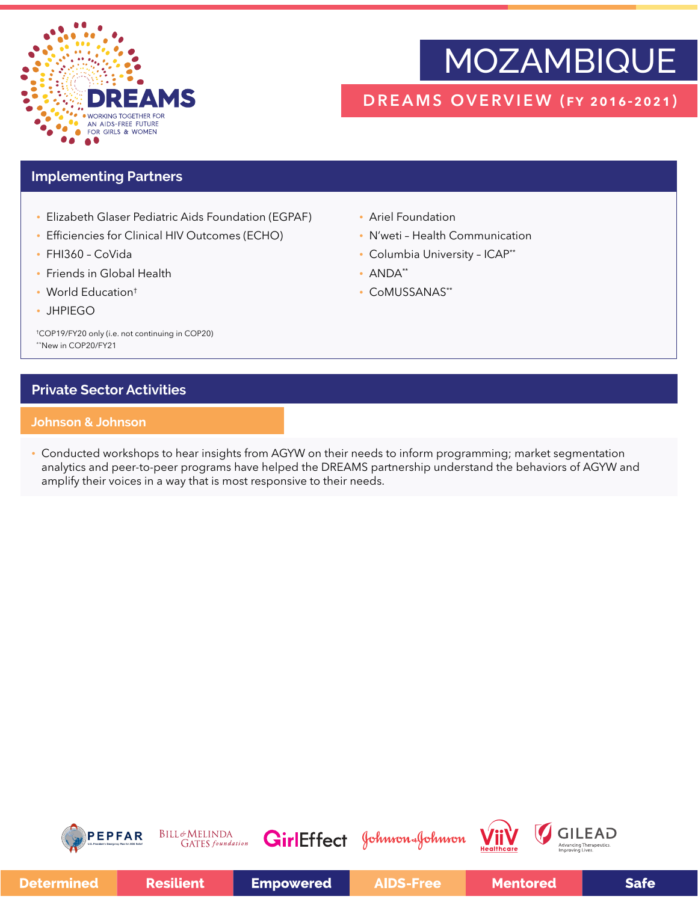# MOZAMBIQUE

## DREAMS OVERVIEW (FY 2016-2021)

DREAMS
WORKING TOGETHER FOR AN AIDS-FREE FUTURE FOR GIRLS & WOMEN

### Implementing Partners

- Elizabeth Glaser Pediatric Aids Foundation (EGPAF)
- Efficiencies for Clinical HIV Outcomes (ECHO)
- FHI360 – CoVida
- Friends in Global Health
- World Education†
- JHPIEGO
- Ariel Foundation
- N'weti – Health Communication
- Columbia University – ICAP**
- ANDA**
- CoMUSSANAS**

†COP19/FY20 only (i.e. not continuing in COP20)
**New in COP20/FY21

### Private Sector Activities

#### Johnson & Johnson

- Conducted workshops to hear insights from AGYW on their needs to inform programming; market segmentation analytics and peer-to-peer programs have helped the DREAMS partnership understand the behaviors of AGYW and amplify their voices in a way that is most responsive to their needs.

PEPFAR | Bill & Melinda Gates foundation | GirlEffect | Johnson & Johnson | ViiV Healthcare | GILEAD

Determined | Resilient | Empowered | AIDS-Free | Mentored | Safe